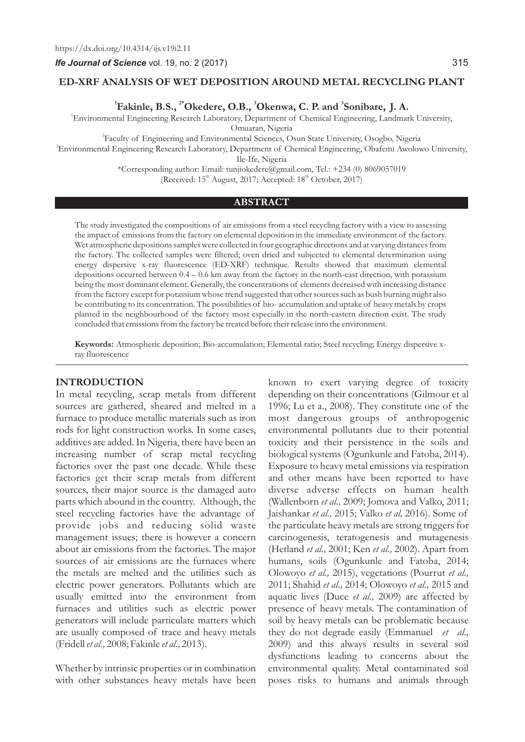https://dx.doi.org/10.4314/ijs.v19i2.11

# ED-XRF ANALYSIS OF WET DEPOSITION AROUND METAL RECYCLING PLANT

[1]Fakinle, B.S., [2*]Okedere, O.B., [3]Okenwa, C. P. and [3]Sonibare, J. A.

[1]Environmental Engineering Research Laboratory, Department of Chemical Engineering, Landmark University, Omuaran, Nigeria

[2]Faculty of Engineering and Environmental Sciences, Osun State University, Osogbo, Nigeria

[3]Environmental Engineering Research Laboratory, Department of Chemical Engineering, Obafemi Awolowo University, Ile-Ife, Nigeria

*Corresponding author: Email: tunjiokedere@gmail.com, Tel.: +234 (0) 8069057019

(Received: 15th August, 2017; Accepted: 18th October, 2017)

## ABSTRACT

The study investigated the compositions of air emissions from a steel recycling factory with a view to assessing the impact of emissions from the factory on elemental deposition in the immediate environment of the factory. Wet atmospheric depositions samples were collected in four geographic directions and at varying distances from the factory. The collected samples were filtered; oven dried and subjected to elemental determination using energy dispersive x-ray fluorescence (ED-XRF) technique. Results showed that maximum elemental depositions occurred between 0.4 – 0.6 km away from the factory in the north-east direction, with potassium being the most dominant element. Generally, the concentrations of elements decreased with increasing distance from the factory except for potassium whose trend suggested that other sources such as bush burning might also be contributing to its concentration. The possibilities of bio- accumulation and uptake of heavy metals by crops planted in the neighbourhood of the factory most especially in the north-eastern direction exist. The study concluded that emissions from the factory be treated before their release into the environment.

**Keywords:** Atmospheric deposition; Bio-accumulation; Elemental ratio; Steel recycling; Energy dispersive x-ray fluorescence

## INTRODUCTION

In metal recycling, scrap metals from different sources are gathered, sheared and melted in a furnace to produce metallic materials such as iron rods for light construction works. In some cases, additives are added. In Nigeria, there have been an increasing number of scrap metal recycling factories over the past one decade. While these factories get their scrap metals from different sources, their major source is the damaged auto parts which abound in the country. Although, the steel recycling factories have the advantage of provide jobs and reducing solid waste management issues; there is however a concern about air emissions from the factories. The major sources of air emissions are the furnaces where the metals are melted and the utilities such as electric power generators. Pollutants which are usually emitted into the environment from furnaces and utilities such as electric power generators will include particulate matters which are usually composed of trace and heavy metals (Fridell *et al.,* 2008; Fakinle *et al.,* 2013).

Whether by intrinsic properties or in combination with other substances heavy metals have been known to exert varying degree of toxicity depending on their concentrations (Gilmour et al 1996; Lu et a., 2008). They constitute one of the most dangerous groups of anthropogenic environmental pollutants due to their potential toxicity and their persistence in the soils and biological systems (Ogunkunle and Fatoba, 2014). Exposure to heavy metal emissions via respiration and other means have been reported to have diverse adverse effects on human health (Wallenborn *et al.,* 2009; Jomova and Valko, 2011; Jaishankar *et al.,* 2015; Valko *et al,* 2016). Some of the particulate heavy metals are strong triggers for carcinogenesis, teratogenesis and mutagenesis (Hetland *et al.,* 2001; Ken *et al.,* 2002). Apart from humans, soils (Ogunkunle and Fatoba, 2014; Olowoyo *et al.,* 2015), vegetations (Pourrut *et al.,* 2011; Shahid *et al.,* 2014; Olowoyo *et al.,* 2015 and aquatic lives (Duce *et al.,* 2009) are affected by presence of heavy metals. The contamination of soil by heavy metals can be problematic because they do not degrade easily (Emmanuel *et al.,* 2009) and this always results in several soil dysfunctions leading to concerns about the environmental quality. Metal contaminated soil poses risks to humans and animals through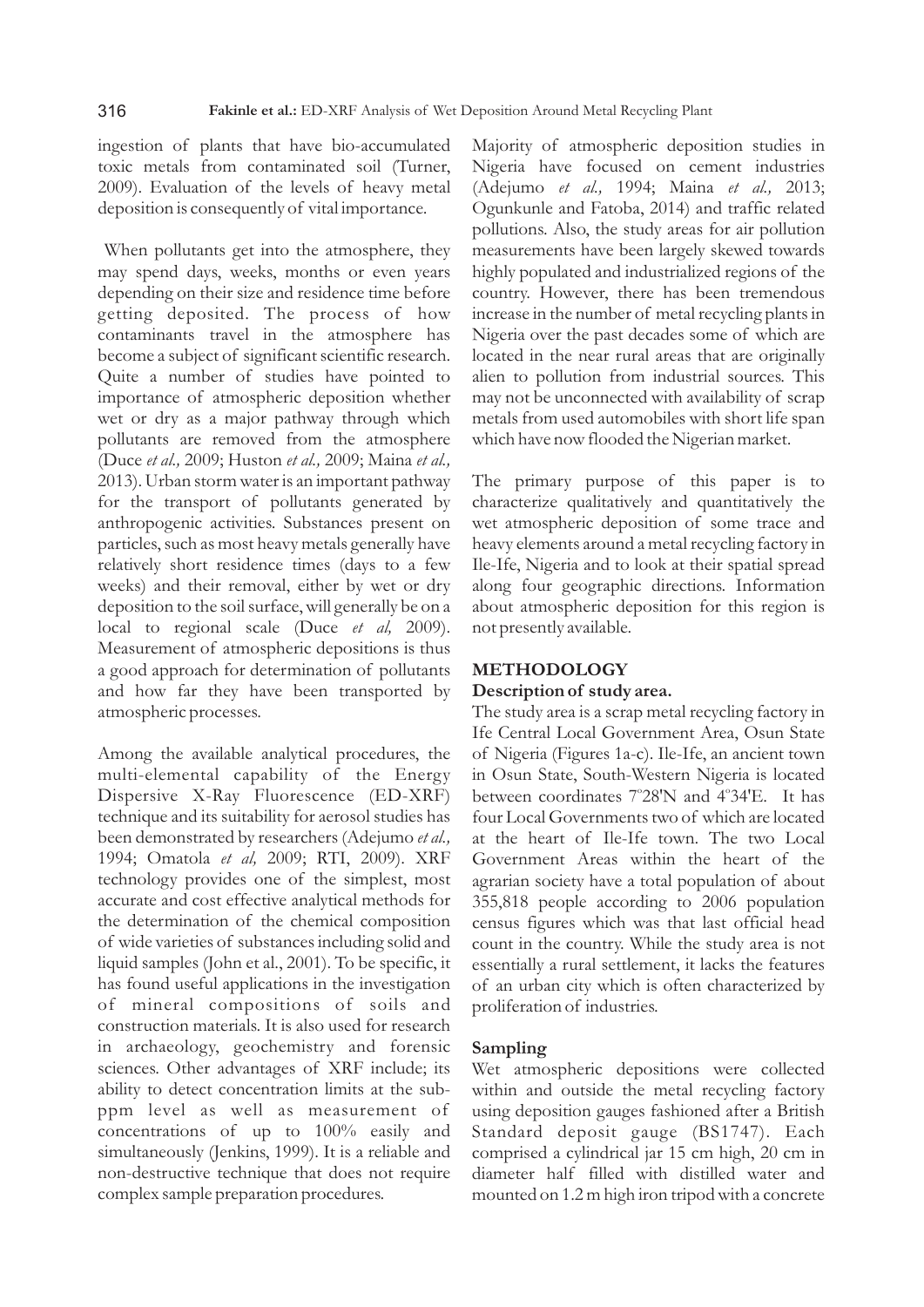ingestion of plants that have bio-accumulated toxic metals from contaminated soil (Turner, 2009). Evaluation of the levels of heavy metal deposition is consequently of vital importance.

When pollutants get into the atmosphere, they may spend days, weeks, months or even years depending on their size and residence time before getting deposited. The process of how contaminants travel in the atmosphere has become a subject of significant scientific research. Quite a number of studies have pointed to importance of atmospheric deposition whether wet or dry as a major pathway through which pollutants are removed from the atmosphere (Duce *et al.,* 2009; Huston *et al.,* 2009; Maina *et al.,* 2013). Urban storm water is an important pathway for the transport of pollutants generated by anthropogenic activities. Substances present on particles, such as most heavy metals generally have relatively short residence times (days to a few weeks) and their removal, either by wet or dry deposition to the soil surface, will generally be on a local to regional scale (Duce *et al,* 2009). Measurement of atmospheric depositions is thus a good approach for determination of pollutants and how far they have been transported by atmospheric processes.

Among the available analytical procedures, the multi-elemental capability of the Energy Dispersive X-Ray Fluorescence (ED-XRF) technique and its suitability for aerosol studies has been demonstrated by researchers (Adejumo *et al.,* 1994; Omatola *et al,* 2009; RTI, 2009). XRF technology provides one of the simplest, most accurate and cost effective analytical methods for the determination of the chemical composition of wide varieties of substances including solid and liquid samples (John et al., 2001). To be specific, it has found useful applications in the investigation of mineral compositions of soils and construction materials. It is also used for research in archaeology, geochemistry and forensic sciences. Other advantages of XRF include; its ability to detect concentration limits at the sub-ppm level as well as measurement of concentrations of up to 100% easily and simultaneously (Jenkins, 1999). It is a reliable and non-destructive technique that does not require complex sample preparation procedures.

Majority of atmospheric deposition studies in Nigeria have focused on cement industries (Adejumo *et al.,* 1994; Maina *et al.,* 2013; Ogunkunle and Fatoba, 2014) and traffic related pollutions. Also, the study areas for air pollution measurements have been largely skewed towards highly populated and industrialized regions of the country. However, there has been tremendous increase in the number of metal recycling plants in Nigeria over the past decades some of which are located in the near rural areas that are originally alien to pollution from industrial sources. This may not be unconnected with availability of scrap metals from used automobiles with short life span which have now flooded the Nigerian market.

The primary purpose of this paper is to characterize qualitatively and quantitatively the wet atmospheric deposition of some trace and heavy elements around a metal recycling factory in Ile-Ife, Nigeria and to look at their spatial spread along four geographic directions. Information about atmospheric deposition for this region is not presently available.

## METHODOLOGY

### Description of study area.

The study area is a scrap metal recycling factory in Ife Central Local Government Area, Osun State of Nigeria (Figures 1a-c). Ile-Ife, an ancient town in Osun State, South-Western Nigeria is located between coordinates 7°28'N and 4°34'E. It has four Local Governments two of which are located at the heart of Ile-Ife town. The two Local Government Areas within the heart of the agrarian society have a total population of about 355,818 people according to 2006 population census figures which was that last official head count in the country. While the study area is not essentially a rural settlement, it lacks the features of an urban city which is often characterized by proliferation of industries.

### Sampling

Wet atmospheric depositions were collected within and outside the metal recycling factory using deposition gauges fashioned after a British Standard deposit gauge (BS1747). Each comprised a cylindrical jar 15 cm high, 20 cm in diameter half filled with distilled water and mounted on 1.2 m high iron tripod with a concrete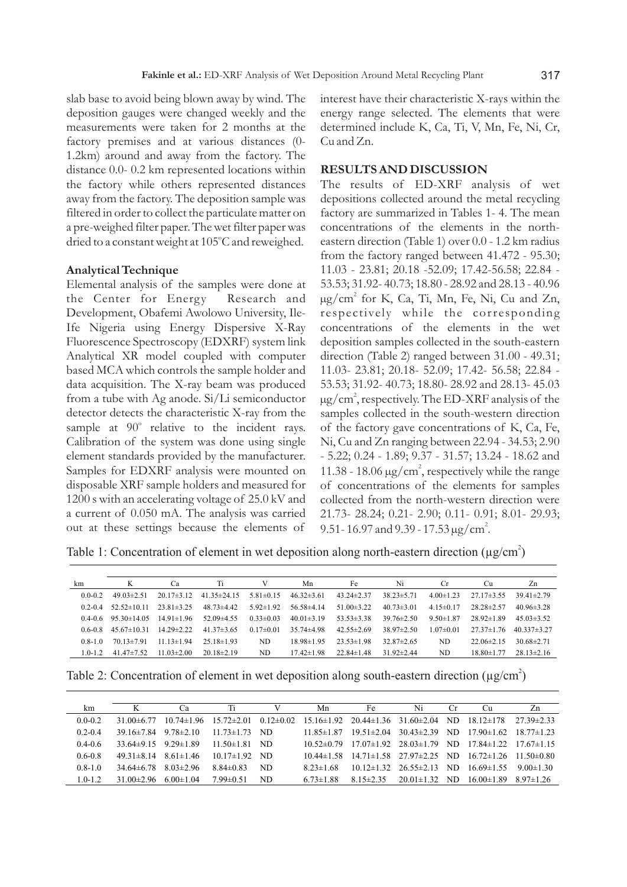slab base to avoid being blown away by wind. The deposition gauges were changed weekly and the measurements were taken for 2 months at the factory premises and at various distances (0-1.2km) around and away from the factory. The distance 0.0- 0.2 km represented locations within the factory while others represented distances away from the factory. The deposition sample was filtered in order to collect the particulate matter on a pre-weighed filter paper. The wet filter paper was dried to a constant weight at 105°C and reweighed.

### Analytical Technique

Elemental analysis of the samples were done at the Center for Energy Research and Development, Obafemi Awolowo University, Ile-Ife Nigeria using Energy Dispersive X-Ray Fluorescence Spectroscopy (EDXRF) system link Analytical XR model coupled with computer based MCA which controls the sample holder and data acquisition. The X-ray beam was produced from a tube with Ag anode. Si/Li semiconductor detector detects the characteristic X-ray from the sample at 90° relative to the incident rays. Calibration of the system was done using single element standards provided by the manufacturer. Samples for EDXRF analysis were mounted on disposable XRF sample holders and measured for 1200 s with an accelerating voltage of 25.0 kV and a current of 0.050 mA. The analysis was carried out at these settings because the elements of interest have their characteristic X-rays within the energy range selected. The elements that were determined include K, Ca, Ti, V, Mn, Fe, Ni, Cr, Cu and Zn.

## RESULTS AND DISCUSSION

The results of ED-XRF analysis of wet depositions collected around the metal recycling factory are summarized in Tables 1- 4. The mean concentrations of the elements in the north-eastern direction (Table 1) over 0.0 - 1.2 km radius from the factory ranged between 41.472 - 95.30; 11.03 - 23.81; 20.18 -52.09; 17.42-56.58; 22.84 - 53.53; 31.92- 40.73; 18.80 - 28.92 and 28.13 - 40.96 $\mu g/cm^2$ for K, Ca, Ti, Mn, Fe, Ni, Cu and Zn, respectively while the corresponding concentrations of the elements in the wet deposition samples collected in the south-eastern direction (Table 2) ranged between 31.00 - 49.31; 11.03- 23.81; 20.18- 52.09; 17.42- 56.58; 22.84 - 53.53; 31.92- 40.73; 18.80- 28.92 and 28.13- 45.03 $\mu g/cm^2$, respectively. The ED-XRF analysis of the samples collected in the south-western direction of the factory gave concentrations of K, Ca, Fe, Ni, Cu and Zn ranging between 22.94 - 34.53; 2.90 - 5.22; 0.24 - 1.89; 9.37 - 31.57; 13.24 - 18.62 and 11.38 - 18.06 $\mu g/cm^2$, respectively while the range of concentrations of the elements for samples collected from the north-western direction were 21.73- 28.24; 0.21- 2.90; 0.11- 0.91; 8.01- 29.93; 9.51- 16.97 and 9.39 - 17.53 $\mu g/cm^2$.

Table 1: Concentration of element in wet deposition along north-eastern direction ($\mu g/cm^2$)

| km | K | Ca | Ti | V | Mn | Fe | Ni | Cr | Cu | Zn |
|---|---|---|---|---|---|---|---|---|---|---|
| 0.0-0.2 | 49.03±2.51 | 20.17±3.12 | 41.35±24.15 | 5.81±0.15 | 46.32±3.61 | 43.24±2.37 | 38.23±5.71 | 4.00±1.23 | 27.17±3.55 | 39.41±2.79 |
| 0.2-0.4 | 52.52±10.11 | 23.81±3.25 | 48.73±4.42 | 5.92±1.92 | 56.58±4.14 | 51.00±3.22 | 40.73±3.01 | 4.15±0.17 | 28.28±2.57 | 40.96±3.28 |
| 0.4-0.6 | 95.30±14.05 | 14.91±1.96 | 52.09±4.55 | 0.33±0.03 | 40.01±3.19 | 53.53±3.38 | 39.76±2.50 | 9.50±1.87 | 28.92±1.89 | 45.03±3.52 |
| 0.6-0.8 | 45.67±10.31 | 14.29±2.22 | 41.37±3.65 | 0.17±0.01 | 35.74±4.98 | 42.55±2.69 | 38.97±2.50 | 1.07±0.01 | 27.37±1.76 | 40.337±3.27 |
| 0.8-1.0 | 70.13±7.91 | 11.13±1.94 | 25.18±1.93 | ND | 18.98±1.95 | 23.53±1.98 | 32.87±2.65 | ND | 22.06±2.15 | 30.68±2.71 |
| 1.0-1.2 | 41.47±7.52 | 11.03±2.00 | 20.18±2.19 | ND | 17.42±1.98 | 22.84±1.48 | 31.92±2.44 | ND | 18.80±1.77 | 28.13±2.16 |

Table 2: Concentration of element in wet deposition along south-eastern direction ($\mu g/cm^2$)

| km | K | Ca | Ti | V | Mn | Fe | Ni | Cr | Cu | Zn |
|---|---|---|---|---|---|---|---|---|---|---|
| 0.0-0.2 | 31.00±6.77 | 10.74±1.96 | 15.72±2.01 | 0.12±0.02 | 15.16±1.92 | 20.44±1.36 | 31.60±2.04 | ND | 18.12±178 | 27.39±2.33 |
| 0.2-0.4 | 39.16±7.84 | 9.78±2.10 | 11.73±1.73 | ND | 11.85±1.87 | 19.51±2.04 | 30.43±2.39 | ND | 17.90±1.62 | 18.77±1.23 |
| 0.4-0.6 | 33.64±9.15 | 9.29±1.89 | 11.50±1.81 | ND | 10.52±0.79 | 17.07±1.92 | 28.03±1.79 | ND | 17.84±1.22 | 17.67±1.15 |
| 0.6-0.8 | 49.31±8.14 | 8.61±1.46 | 10.17±1.92 | ND | 10.44±1.58 | 14.71±1.58 | 27.97±2.25 | ND | 16.72±1.26 | 11.50±0.80 |
| 0.8-1.0 | 34.64±6.78 | 8.03±2.96 | 8.84±0.83 | ND | 8.23±1.68 | 10.12±1.32 | 26.55±2.13 | ND | 16.69±1.55 | 9.00±1.30 |
| 1.0-1.2 | 31.00±2.96 | 6.00±1.04 | 7.99±0.51 | ND | 6.73±1.88 | 8.15±2.35 | 20.01±1.32 | ND | 16.00±1.89 | 8.97±1.26 |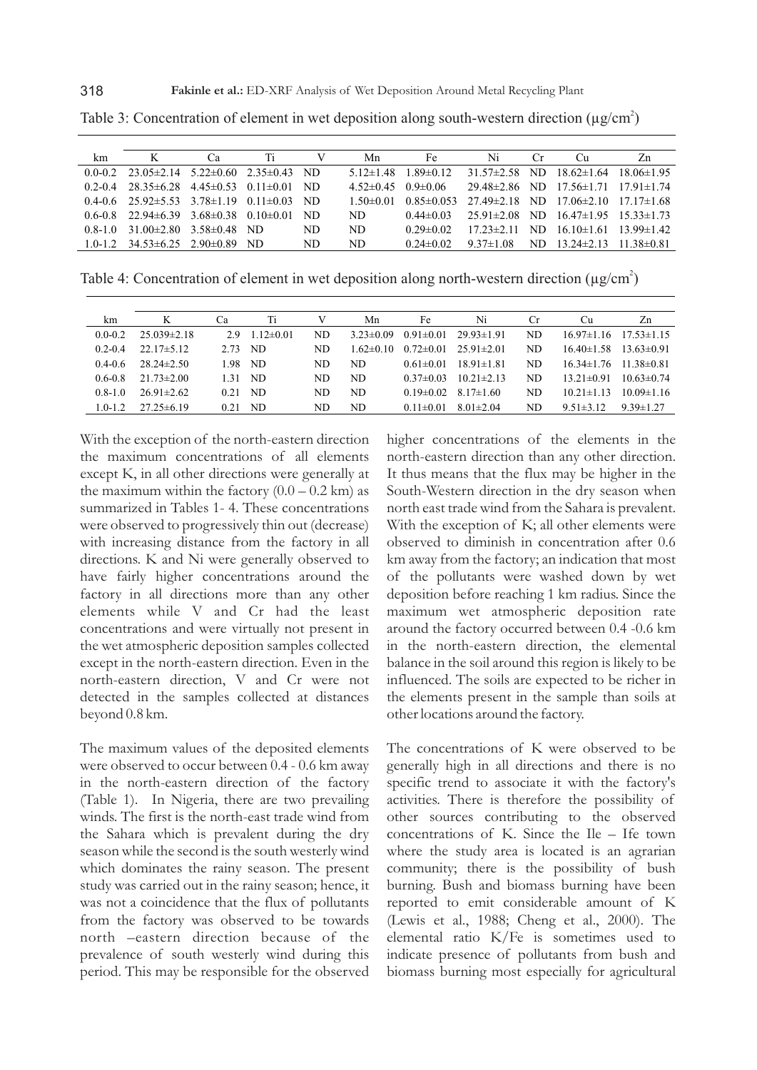Table 3: Concentration of element in wet deposition along south-western direction (μg/cm$^2$)

| km | K | Ca | Ti | V | Mn | Fe | Ni | Cr | Cu | Zn |
|---|---|---|---|---|---|---|---|---|---|---|
| 0.0-0.2 | 23.05±2.14 | 5.22±0.60 | 2.35±0.43 | ND | 5.12±1.48 | 1.89±0.12 | 31.57±2.58 | ND | 18.62±1.64 | 18.06±1.95 |
| 0.2-0.4 | 28.35±6.28 | 4.45±0.53 | 0.11±0.01 | ND | 4.52±0.45 | 0.9±0.06 | 29.48±2.86 | ND | 17.56±1.71 | 17.91±1.74 |
| 0.4-0.6 | 25.92±5.53 | 3.78±1.19 | 0.11±0.03 | ND | 1.50±0.01 | 0.85±0.053 | 27.49±2.18 | ND | 17.06±2.10 | 17.17±1.68 |
| 0.6-0.8 | 22.94±6.39 | 3.68±0.38 | 0.10±0.01 | ND | ND | 0.44±0.03 | 25.91±2.08 | ND | 16.47±1.95 | 15.33±1.73 |
| 0.8-1.0 | 31.00±2.80 | 3.58±0.48 | ND | ND | ND | 0.29±0.02 | 17.23±2.11 | ND | 16.10±1.61 | 13.99±1.42 |
| 1.0-1.2 | 34.53±6.25 | 2.90±0.89 | ND | ND | ND | 0.24±0.02 | 9.37±1.08 | ND | 13.24±2.13 | 11.38±0.81 |

Table 4: Concentration of element in wet deposition along north-western direction (μg/cm$^2$)

| km | K | Ca | Ti | V | Mn | Fe | Ni | Cr | Cu | Zn |
|---|---|---|---|---|---|---|---|---|---|---|
| 0.0-0.2 | 25.039±2.18 | 2.9 | 1.12±0.01 | ND | 3.23±0.09 | 0.91±0.01 | 29.93±1.91 | ND | 16.97±1.16 | 17.53±1.15 |
| 0.2-0.4 | 22.17±5.12 | 2.73 | ND | ND | 1.62±0.10 | 0.72±0.01 | 25.91±2.01 | ND | 16.40±1.58 | 13.63±0.91 |
| 0.4-0.6 | 28.24±2.50 | 1.98 | ND | ND | ND | 0.61±0.01 | 18.91±1.81 | ND | 16.34±1.76 | 11.38±0.81 |
| 0.6-0.8 | 21.73±2.00 | 1.31 | ND | ND | ND | 0.37±0.03 | 10.21±2.13 | ND | 13.21±0.91 | 10.63±0.74 |
| 0.8-1.0 | 26.91±2.62 | 0.21 | ND | ND | ND | 0.19±0.02 | 8.17±1.60 | ND | 10.21±1.13 | 10.09±1.16 |
| 1.0-1.2 | 27.25±6.19 | 0.21 | ND | ND | ND | 0.11±0.01 | 8.01±2.04 | ND | 9.51±3.12 | 9.39±1.27 |

With the exception of the north-eastern direction the maximum concentrations of all elements except K, in all other directions were generally at the maximum within the factory (0.0 – 0.2 km) as summarized in Tables 1- 4. These concentrations were observed to progressively thin out (decrease) with increasing distance from the factory in all directions. K and Ni were generally observed to have fairly higher concentrations around the factory in all directions more than any other elements while V and Cr had the least concentrations and were virtually not present in the wet atmospheric deposition samples collected except in the north-eastern direction. Even in the north-eastern direction, V and Cr were not detected in the samples collected at distances beyond 0.8 km.

The maximum values of the deposited elements were observed to occur between 0.4 - 0.6 km away in the north-eastern direction of the factory (Table 1). In Nigeria, there are two prevailing winds. The first is the north-east trade wind from the Sahara which is prevalent during the dry season while the second is the south westerly wind which dominates the rainy season. The present study was carried out in the rainy season; hence, it was not a coincidence that the flux of pollutants from the factory was observed to be towards north –eastern direction because of the prevalence of south westerly wind during this period. This may be responsible for the observed higher concentrations of the elements in the north-eastern direction than any other direction. It thus means that the flux may be higher in the South-Western direction in the dry season when north east trade wind from the Sahara is prevalent. With the exception of K; all other elements were observed to diminish in concentration after 0.6 km away from the factory; an indication that most of the pollutants were washed down by wet deposition before reaching 1 km radius. Since the maximum wet atmospheric deposition rate around the factory occurred between 0.4 -0.6 km in the north-eastern direction, the elemental balance in the soil around this region is likely to be influenced. The soils are expected to be richer in the elements present in the sample than soils at other locations around the factory.

The concentrations of K were observed to be generally high in all directions and there is no specific trend to associate it with the factory's activities. There is therefore the possibility of other sources contributing to the observed concentrations of K. Since the Ile – Ife town where the study area is located is an agrarian community; there is the possibility of bush burning. Bush and biomass burning have been reported to emit considerable amount of K (Lewis et al., 1988; Cheng et al., 2000). The elemental ratio K/Fe is sometimes used to indicate presence of pollutants from bush and biomass burning most especially for agricultural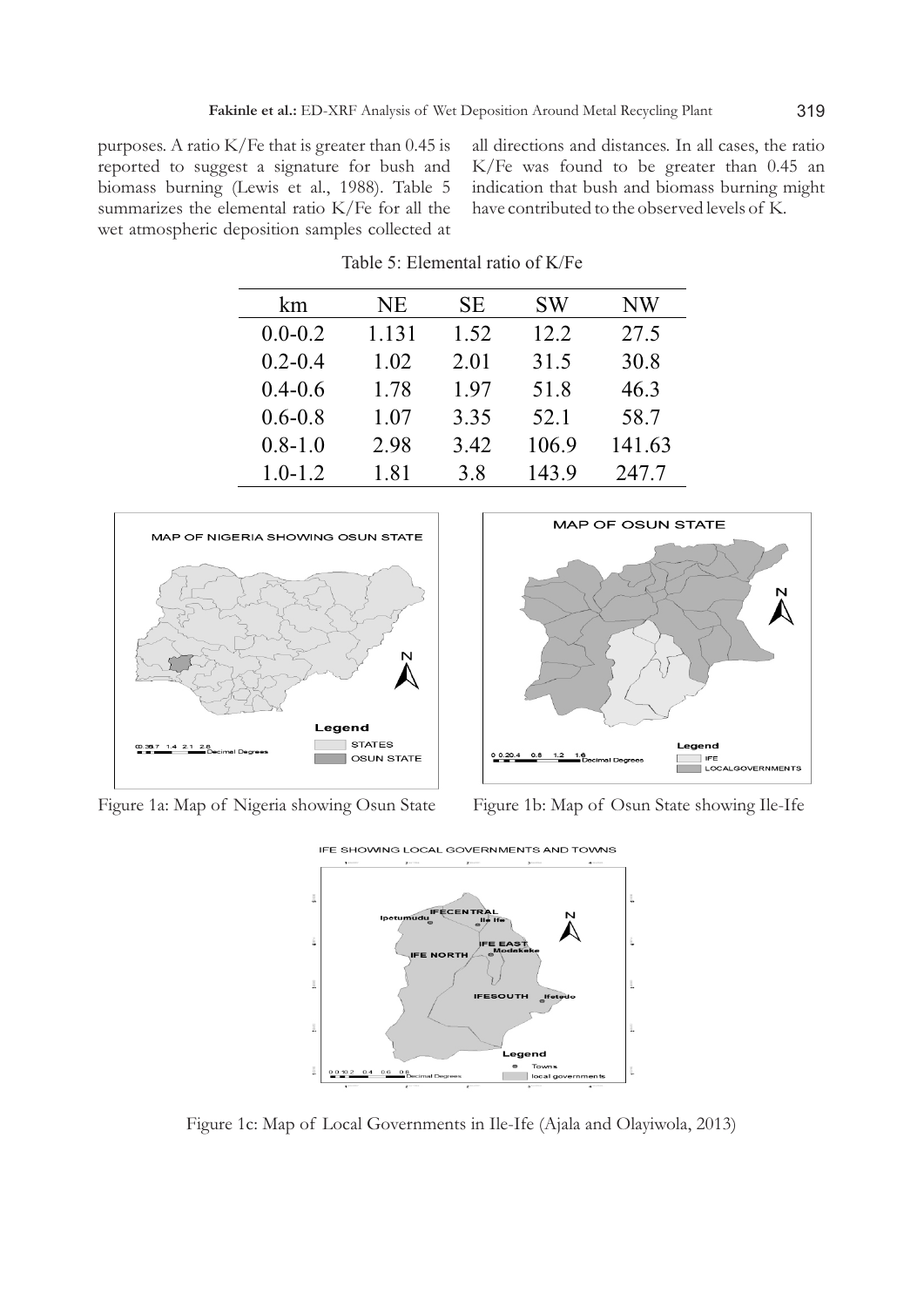purposes. A ratio K/Fe that is greater than 0.45 is reported to suggest a signature for bush and biomass burning (Lewis et al., 1988). Table 5 summarizes the elemental ratio K/Fe for all the wet atmospheric deposition samples collected at all directions and distances. In all cases, the ratio K/Fe was found to be greater than 0.45 an indication that bush and biomass burning might have contributed to the observed levels of K.

Table 5: Elemental ratio of K/Fe

| km | NE | SE | SW | NW |
|---|---|---|---|---|
| 0.0-0.2 | 1.131 | 1.52 | 12.2 | 27.5 |
| 0.2-0.4 | 1.02 | 2.01 | 31.5 | 30.8 |
| 0.4-0.6 | 1.78 | 1.97 | 51.8 | 46.3 |
| 0.6-0.8 | 1.07 | 3.35 | 52.1 | 58.7 |
| 0.8-1.0 | 2.98 | 3.42 | 106.9 | 141.63 |
| 1.0-1.2 | 1.81 | 3.8 | 143.9 | 247.7 |

Figure 1a: Map of Nigeria showing Osun State

Figure 1b: Map of Osun State showing Ile-Ife

Figure 1c: Map of Local Governments in Ile-Ife (Ajala and Olayiwola, 2013)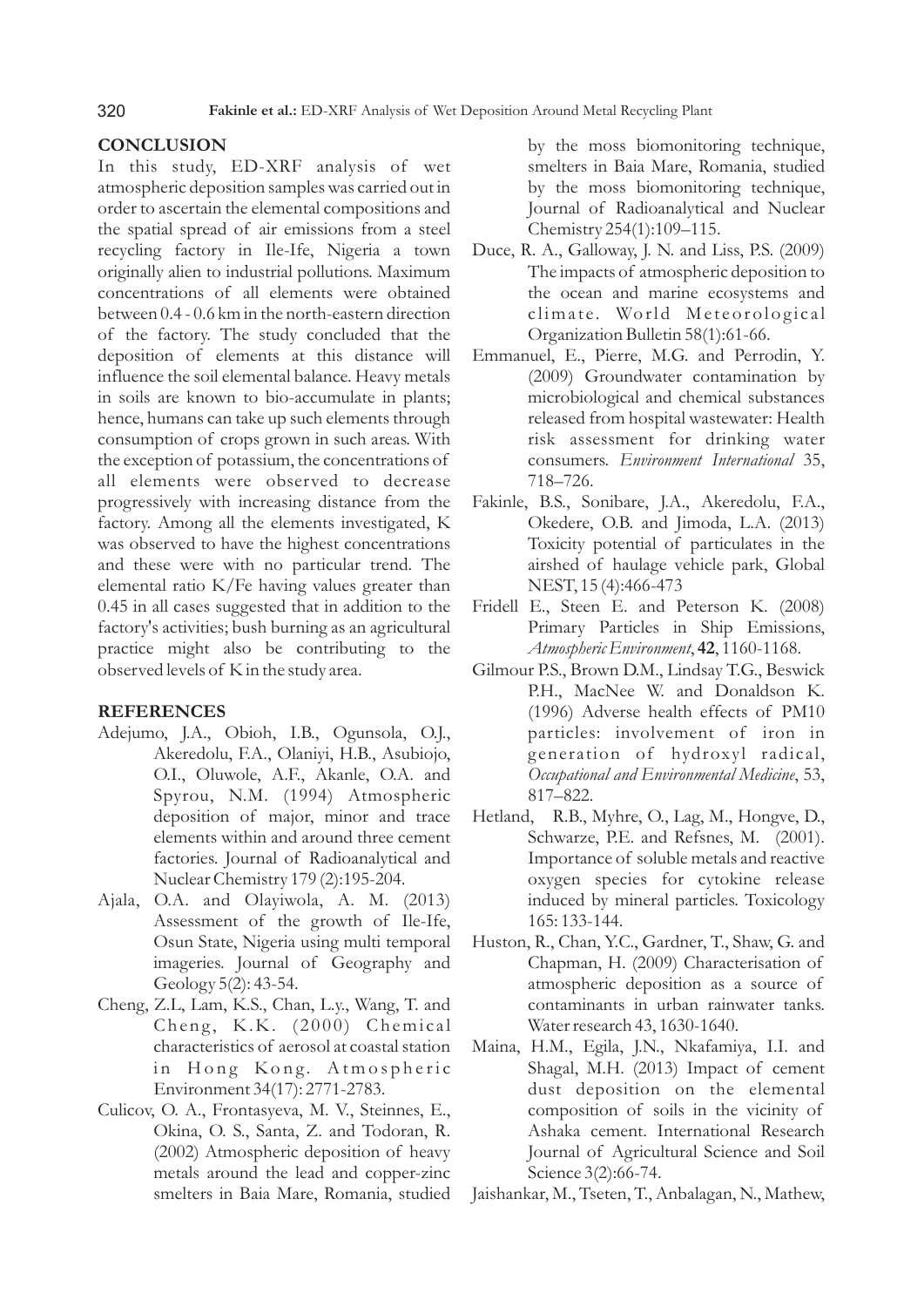## CONCLUSION

In this study, ED-XRF analysis of wet atmospheric deposition samples was carried out in order to ascertain the elemental compositions and the spatial spread of air emissions from a steel recycling factory in Ile-Ife, Nigeria a town originally alien to industrial pollutions. Maximum concentrations of all elements were obtained between 0.4 - 0.6 km in the north-eastern direction of the factory. The study concluded that the deposition of elements at this distance will influence the soil elemental balance. Heavy metals in soils are known to bio-accumulate in plants; hence, humans can take up such elements through consumption of crops grown in such areas. With the exception of potassium, the concentrations of all elements were observed to decrease progressively with increasing distance from the factory. Among all the elements investigated, K was observed to have the highest concentrations and these were with no particular trend. The elemental ratio K/Fe having values greater than 0.45 in all cases suggested that in addition to the factory's activities; bush burning as an agricultural practice might also be contributing to the observed levels of K in the study area.

## REFERENCES

- Adejumo, J.A., Obioh, I.B., Ogunsola, O.J., Akeredolu, F.A., Olaniyi, H.B., Asubiojo, O.I., Oluwole, A.F., Akanle, O.A. and Spyrou, N.M. (1994) Atmospheric deposition of major, minor and trace elements within and around three cement factories. Journal of Radioanalytical and Nuclear Chemistry 179 (2):195-204.
- Ajala, O.A. and Olayiwola, A. M. (2013) Assessment of the growth of Ile-Ife, Osun State, Nigeria using multi temporal imageries. Journal of Geography and Geology 5(2): 43-54.
- Cheng, Z.L, Lam, K.S., Chan, L.y., Wang, T. and Cheng, K.K. (2000) Chemical characteristics of aerosol at coastal station in Hong Kong. Atmospheric Environment 34(17): 2771-2783.
- Culicov, O. A., Frontasyeva, M. V., Steinnes, E., Okina, O. S., Santa, Z. and Todoran, R. (2002) Atmospheric deposition of heavy metals around the lead and copper-zinc smelters in Baia Mare, Romania, studied by the moss biomonitoring technique, smelters in Baia Mare, Romania, studied by the moss biomonitoring technique, Journal of Radioanalytical and Nuclear Chemistry 254(1):109–115.
- Duce, R. A., Galloway, J. N. and Liss, P.S. (2009) The impacts of atmospheric deposition to the ocean and marine ecosystems and climate. World Meteorological Organization Bulletin 58(1):61-66.
- Emmanuel, E., Pierre, M.G. and Perrodin, Y. (2009) Groundwater contamination by microbiological and chemical substances released from hospital wastewater: Health risk assessment for drinking water consumers. *Environment International* 35, 718–726.
- Fakinle, B.S., Sonibare, J.A., Akeredolu, F.A., Okedere, O.B. and Jimoda, L.A. (2013) Toxicity potential of particulates in the airshed of haulage vehicle park, Global NEST, 15 (4):466-473
- Fridell E., Steen E. and Peterson K. (2008) Primary Particles in Ship Emissions, *Atmospheric Environment*, **42**, 1160-1168.
- Gilmour P.S., Brown D.M., Lindsay T.G., Beswick P.H., MacNee W. and Donaldson K. (1996) Adverse health effects of PM10 particles: involvement of iron in generation of hydroxyl radical, *Occupational and Environmental Medicine*, 53, 817–822.
- Hetland, R.B., Myhre, O., Lag, M., Hongve, D., Schwarze, P.E. and Refsnes, M. (2001). Importance of soluble metals and reactive oxygen species for cytokine release induced by mineral particles. Toxicology 165: 133-144.
- Huston, R., Chan, Y.C., Gardner, T., Shaw, G. and Chapman, H. (2009) Characterisation of atmospheric deposition as a source of contaminants in urban rainwater tanks. Water research 43, 1630-1640.
- Maina, H.M., Egila, J.N., Nkafamiya, I.I. and Shagal, M.H. (2013) Impact of cement dust deposition on the elemental composition of soils in the vicinity of Ashaka cement. International Research Journal of Agricultural Science and Soil Science 3(2):66-74.
- Jaishankar, M., Tseten, T., Anbalagan, N., Mathew,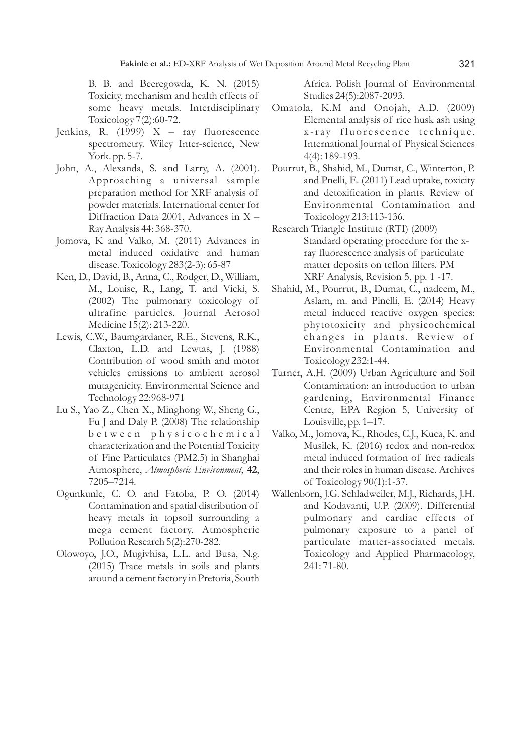B. B. and Beeregowda, K. N. (2015) Toxicity, mechanism and health effects of some heavy metals. Interdisciplinary Toxicology 7(2):60-72.

Jenkins, R. (1999) X – ray fluorescence spectrometry. Wiley Inter-science, New York. pp. 5-7.

John, A., Alexanda, S. and Larry, A. (2001). Approaching a universal sample preparation method for XRF analysis of powder materials. International center for Diffraction Data 2001, Advances in X – Ray Analysis 44: 368-370.

Jomova, K and Valko, M. (2011) Advances in metal induced oxidative and human disease. Toxicology 283(2-3): 65-87

Ken, D., David, B., Anna, C., Rodger, D., William, M., Louise, R., Lang, T. and Vicki, S. (2002) The pulmonary toxicology of ultrafine particles. Journal Aerosol Medicine 15(2): 213-220.

Lewis, C.W., Baumgardaner, R.E., Stevens, R.K., Claxton, L.D. and Lewtas, J. (1988) Contribution of wood smith and motor vehicles emissions to ambient aerosol mutagenicity. Environmental Science and Technology 22:968-971

Lu S., Yao Z., Chen X., Minghong W., Sheng G., Fu J and Daly P. (2008) The relationship between physicochemical characterization and the Potential Toxicity of Fine Particulates (PM2.5) in Shanghai Atmosphere, *Atmospheric Environment*, **42**, 7205–7214.

Ogunkunle, C. O. and Fatoba, P. O. (2014) Contamination and spatial distribution of heavy metals in topsoil surrounding a mega cement factory. Atmospheric Pollution Research 5(2):270-282.

Olowoyo, J.O., Mugivhisa, L.L. and Busa, N.g. (2015) Trace metals in soils and plants around a cement factory in Pretoria, South Africa. Polish Journal of Environmental Studies 24(5):2087-2093.

Omatola, K.M and Onojah, A.D. (2009) Elemental analysis of rice husk ash using x-ray fluorescence technique. International Journal of Physical Sciences 4(4): 189-193.

Pourrut, B., Shahid, M., Dumat, C., Winterton, P. and Pnelli, E. (2011) Lead uptake, toxicity and detoxification in plants. Review of Environmental Contamination and Toxicology 213:113-136.

Research Triangle Institute (RTI) (2009) Standard operating procedure for the x-ray fluorescence analysis of particulate matter deposits on teflon filters. PM XRF Analysis, Revision 5, pp. 1 -17.

Shahid, M., Pourrut, B., Dumat, C., nadeem, M., Aslam, m. and Pinelli, E. (2014) Heavy metal induced reactive oxygen species: phytotoxicity and physicochemical changes in plants. Review of Environmental Contamination and Toxicology 232:1-44.

Turner, A.H. (2009) Urban Agriculture and Soil Contamination: an introduction to urban gardening, Environmental Finance Centre, EPA Region 5, University of Louisville, pp. 1–17.

Valko, M., Jomova, K., Rhodes, C.J., Kuca, K. and Musilek, K. (2016) redox and non-redox metal induced formation of free radicals and their roles in human disease. Archives of Toxicology 90(1):1-37.

Wallenborn, J.G. Schladweiler, M.J., Richards, J.H. and Kodavanti, U.P. (2009). Differential pulmonary and cardiac effects of pulmonary exposure to a panel of particulate matter-associated metals. Toxicology and Applied Pharmacology, 241: 71-80.